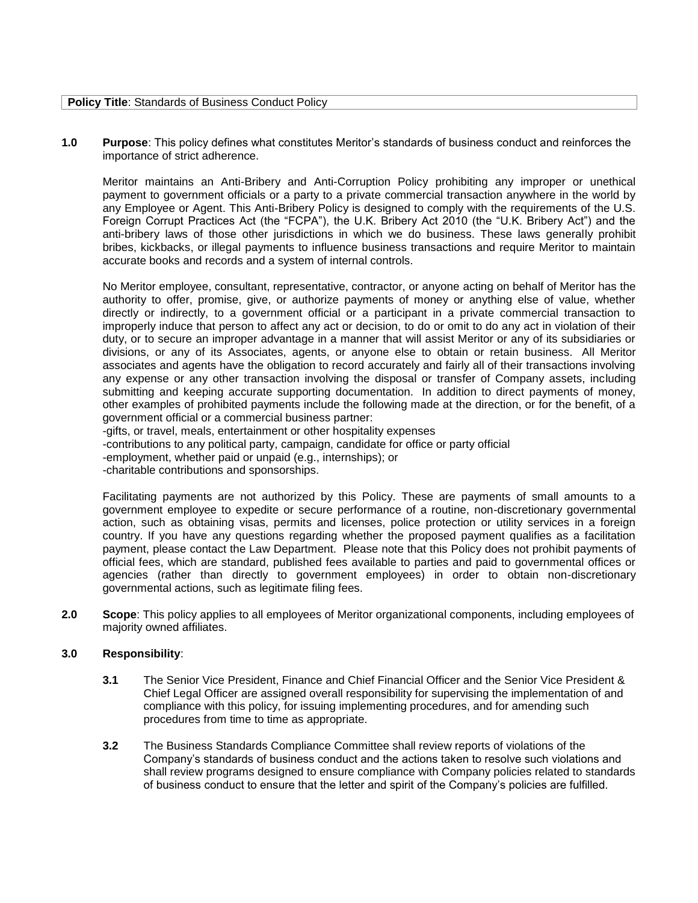**Policy Title**: Standards of Business Conduct Policy

**1.0 Purpose**: This policy defines what constitutes Meritor's standards of business conduct and reinforces the importance of strict adherence.

Meritor maintains an Anti-Bribery and Anti-Corruption Policy prohibiting any improper or unethical payment to government officials or a party to a private commercial transaction anywhere in the world by any Employee or Agent. This Anti-Bribery Policy is designed to comply with the requirements of the U.S. Foreign Corrupt Practices Act (the "FCPA"), the U.K. Bribery Act 2010 (the "U.K. Bribery Act") and the anti-bribery laws of those other jurisdictions in which we do business. These laws generally prohibit bribes, kickbacks, or illegal payments to influence business transactions and require Meritor to maintain accurate books and records and a system of internal controls.

No Meritor employee, consultant, representative, contractor, or anyone acting on behalf of Meritor has the authority to offer, promise, give, or authorize payments of money or anything else of value, whether directly or indirectly, to a government official or a participant in a private commercial transaction to improperly induce that person to affect any act or decision, to do or omit to do any act in violation of their duty, or to secure an improper advantage in a manner that will assist Meritor or any of its subsidiaries or divisions, or any of its Associates, agents, or anyone else to obtain or retain business. All Meritor associates and agents have the obligation to record accurately and fairly all of their transactions involving any expense or any other transaction involving the disposal or transfer of Company assets, including submitting and keeping accurate supporting documentation. In addition to direct payments of money, other examples of prohibited payments include the following made at the direction, or for the benefit, of a government official or a commercial business partner:

- gifts, or travel, meals, entertainment or other hospitality expenses
- contributions to any political party, campaign, candidate for office or party official
- employment, whether paid or unpaid (e.g., internships); or
- charitable contributions and sponsorships.

Facilitating payments are not authorized by this Policy. These are payments of small amounts to a government employee to expedite or secure performance of a routine, non-discretionary governmental action, such as obtaining visas, permits and licenses, police protection or utility services in a foreign country. If you have any questions regarding whether the proposed payment qualifies as a facilitation payment, please contact the Law Department. Please note that this Policy does not prohibit payments of official fees, which are standard, published fees available to parties and paid to governmental offices or agencies (rather than directly to government employees) in order to obtain non-discretionary governmental actions, such as legitimate filing fees.

**2.0 Scope**: This policy applies to all employees of Meritor organizational components, including employees of majority owned affiliates.

**3.0 Responsibility**:

**3.1** The Senior Vice President, Finance and Chief Financial Officer and the Senior Vice President & Chief Legal Officer are assigned overall responsibility for supervising the implementation of and compliance with this policy, for issuing implementing procedures, and for amending such procedures from time to time as appropriate.

**3.2** The Business Standards Compliance Committee shall review reports of violations of the Company's standards of business conduct and the actions taken to resolve such violations and shall review programs designed to ensure compliance with Company policies related to standards of business conduct to ensure that the letter and spirit of the Company's policies are fulfilled.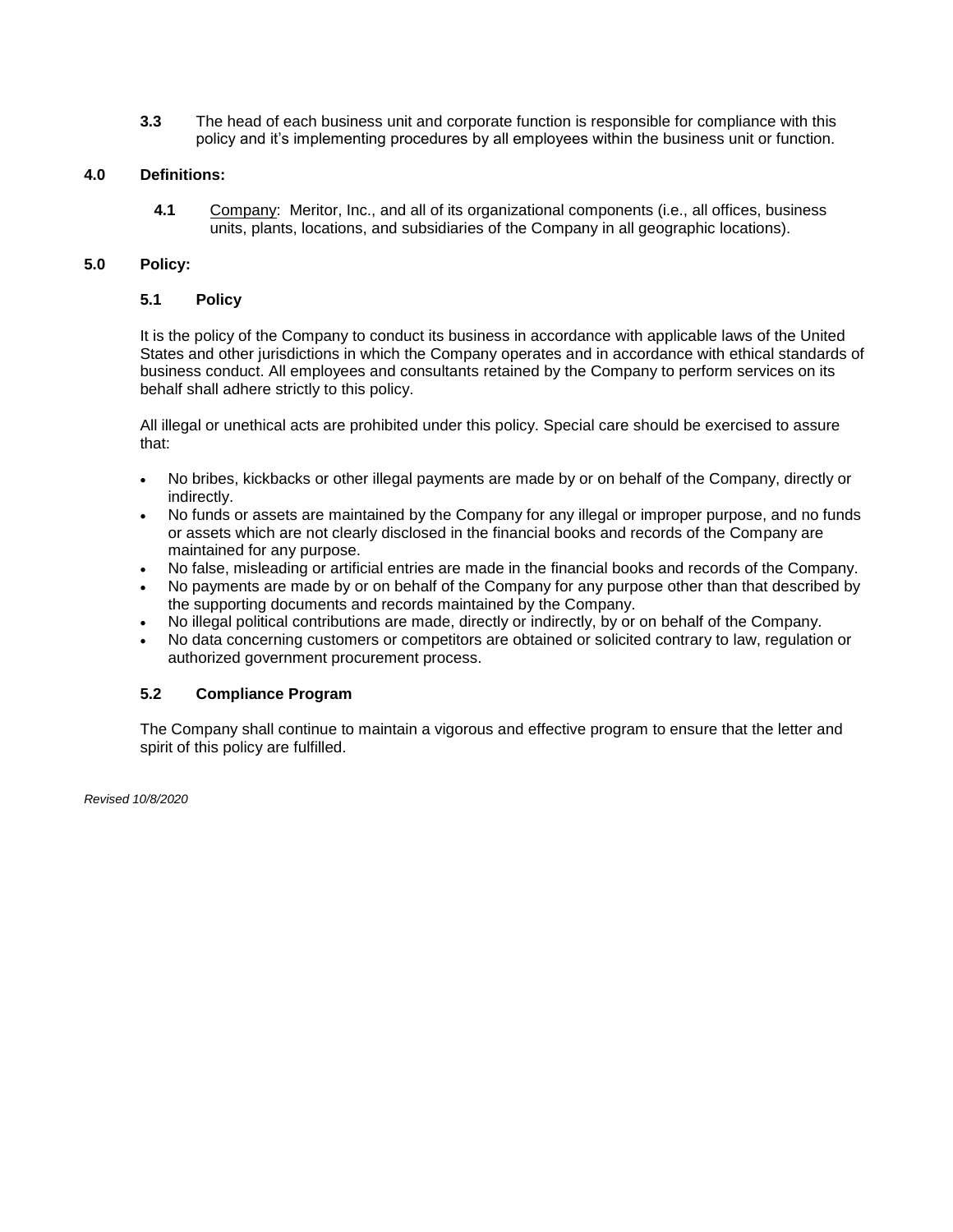**3.3** The head of each business unit and corporate function is responsible for compliance with this policy and it's implementing procedures by all employees within the business unit or function.

## 4.0 Definitions:

**4.1** Company: Meritor, Inc., and all of its organizational components (i.e., all offices, business units, plants, locations, and subsidiaries of the Company in all geographic locations).

## 5.0 Policy:

### 5.1 Policy

It is the policy of the Company to conduct its business in accordance with applicable laws of the United States and other jurisdictions in which the Company operates and in accordance with ethical standards of business conduct. All employees and consultants retained by the Company to perform services on its behalf shall adhere strictly to this policy.

All illegal or unethical acts are prohibited under this policy. Special care should be exercised to assure that:

- No bribes, kickbacks or other illegal payments are made by or on behalf of the Company, directly or indirectly.
- No funds or assets are maintained by the Company for any illegal or improper purpose, and no funds or assets which are not clearly disclosed in the financial books and records of the Company are maintained for any purpose.
- No false, misleading or artificial entries are made in the financial books and records of the Company.
- No payments are made by or on behalf of the Company for any purpose other than that described by the supporting documents and records maintained by the Company.
- No illegal political contributions are made, directly or indirectly, by or on behalf of the Company.
- No data concerning customers or competitors are obtained or solicited contrary to law, regulation or authorized government procurement process.

### 5.2 Compliance Program

The Company shall continue to maintain a vigorous and effective program to ensure that the letter and spirit of this policy are fulfilled.

*Revised 10/8/2020*